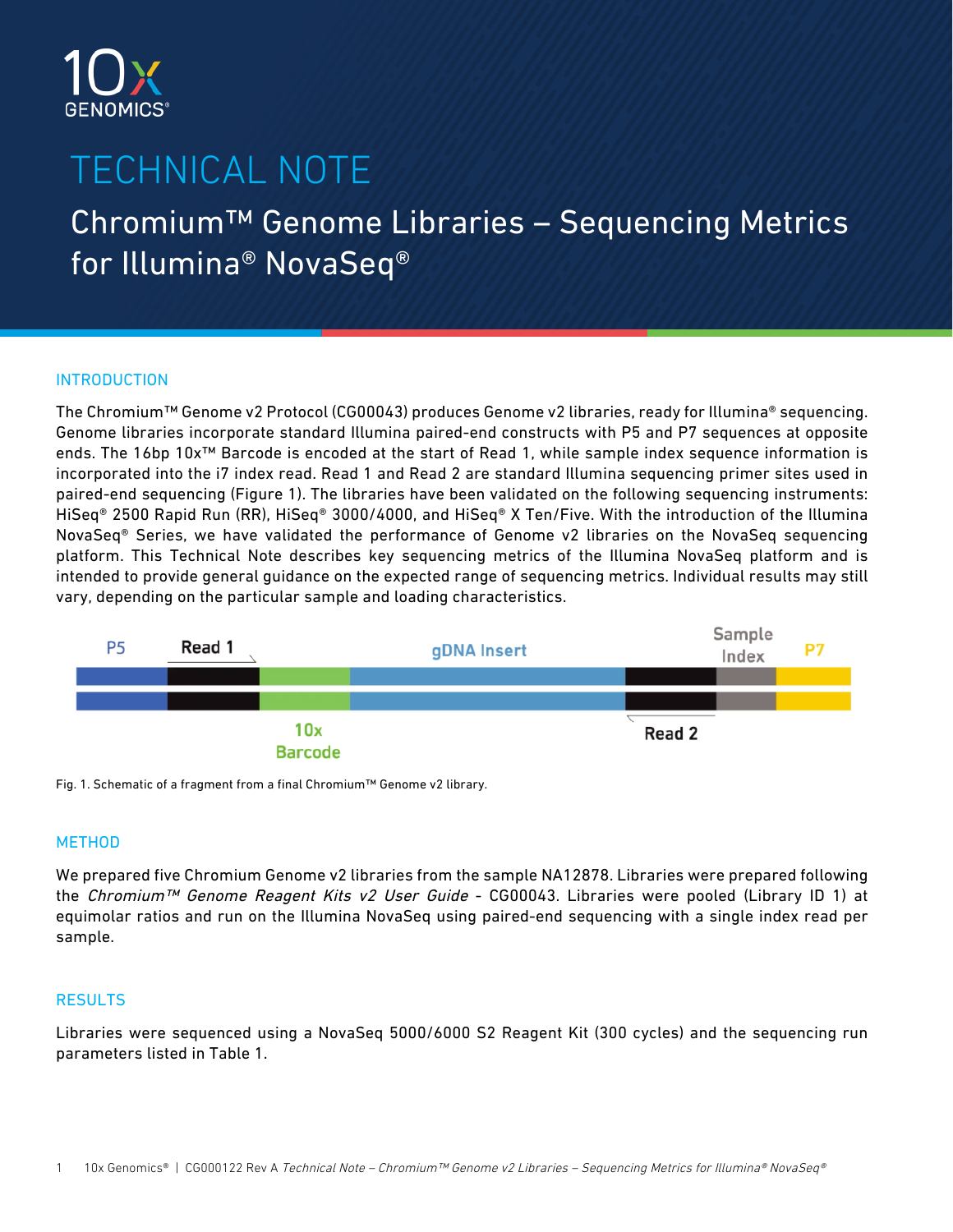10x GENOMICS®

# TECHNICAL NOTE

## Chromium™ Genome Libraries – Sequencing Metrics for Illumina® NovaSeq®

### INTRODUCTION

The Chromium™ Genome v2 Protocol (CG00043) produces Genome v2 libraries, ready for Illumina® sequencing. Genome libraries incorporate standard Illumina paired-end constructs with P5 and P7 sequences at opposite ends. The 16bp 10x™ Barcode is encoded at the start of Read 1, while sample index sequence information is incorporated into the i7 index read. Read 1 and Read 2 are standard Illumina sequencing primer sites used in paired-end sequencing (Figure 1). The libraries have been validated on the following sequencing instruments: HiSeq® 2500 Rapid Run (RR), HiSeq® 3000/4000, and HiSeq® X Ten/Five. With the introduction of the Illumina NovaSeq® Series, we have validated the performance of Genome v2 libraries on the NovaSeq sequencing platform. This Technical Note describes key sequencing metrics of the Illumina NovaSeq platform and is intended to provide general guidance on the expected range of sequencing metrics. Individual results may still vary, depending on the particular sample and loading characteristics.

P5 | Read 1 | 10x Barcode | gDNA Insert | Read 2 | Sample Index | P7

Fig. 1. Schematic of a fragment from a final Chromium™ Genome v2 library.

### METHOD

We prepared five Chromium Genome v2 libraries from the sample NA12878. Libraries were prepared following the *Chromium™ Genome Reagent Kits v2 User Guide* - CG00043. Libraries were pooled (Library ID 1) at equimolar ratios and run on the Illumina NovaSeq using paired-end sequencing with a single index read per sample.

### RESULTS

Libraries were sequenced using a NovaSeq 5000/6000 S2 Reagent Kit (300 cycles) and the sequencing run parameters listed in Table 1.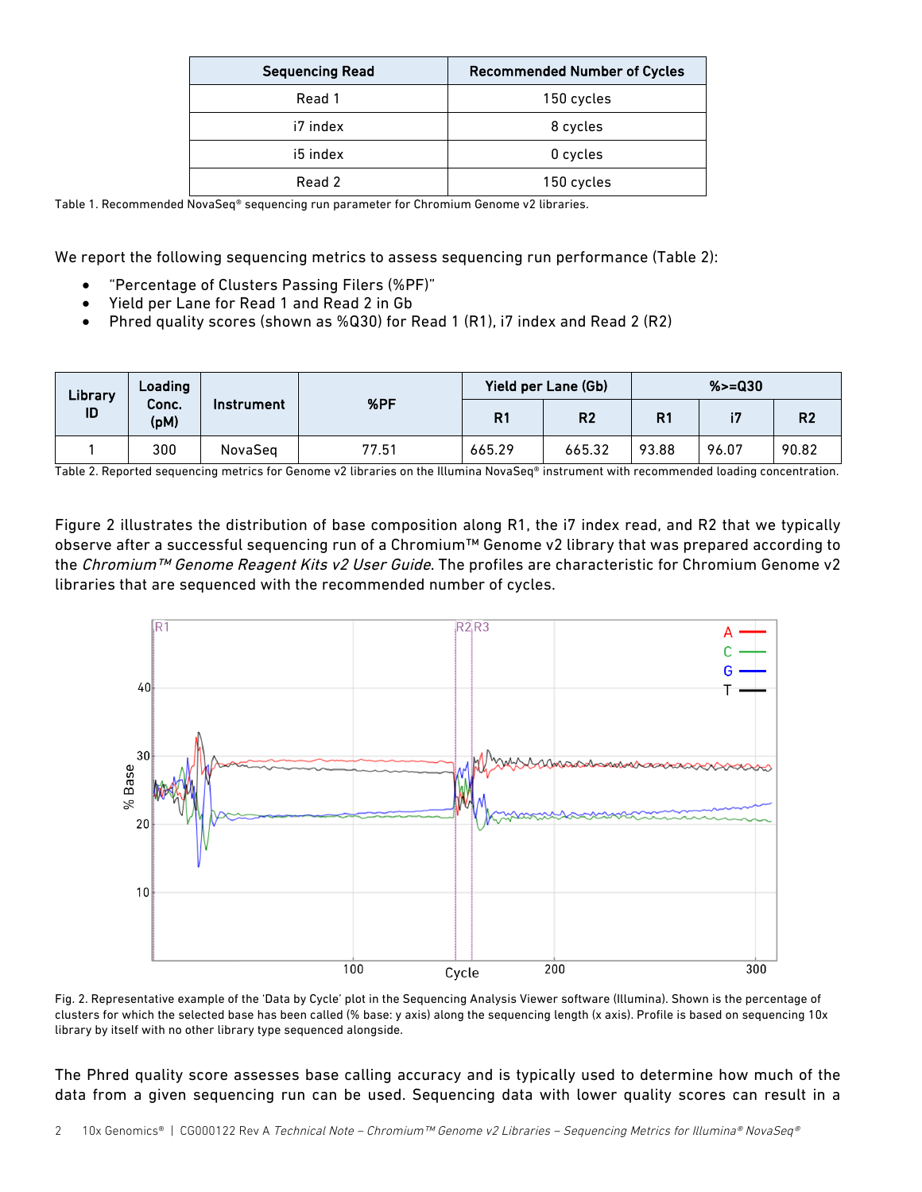| Sequencing Read | Recommended Number of Cycles |
|---|---|
| Read 1 | 150 cycles |
| i7 index | 8 cycles |
| i5 index | 0 cycles |
| Read 2 | 150 cycles |

Table 1. Recommended NovaSeq® sequencing run parameter for Chromium Genome v2 libraries.

We report the following sequencing metrics to assess sequencing run performance (Table 2):

- "Percentage of Clusters Passing Filers (%PF)"
- Yield per Lane for Read 1 and Read 2 in Gb
- Phred quality scores (shown as %Q30) for Read 1 (R1), i7 index and Read 2 (R2)

| Library ID | Loading Conc. (pM) | Instrument | %PF | Yield per Lane (Gb) | | %>=Q30 | | |
|---|---|---|---|---|---|---|---|---|
| | | | | R1 | R2 | R1 | i7 | R2 |
| 1 | 300 | NovaSeq | 77.51 | 665.29 | 665.32 | 93.88 | 96.07 | 90.82 |

Table 2. Reported sequencing metrics for Genome v2 libraries on the Illumina NovaSeq® instrument with recommended loading concentration.

Figure 2 illustrates the distribution of base composition along R1, the i7 index read, and R2 that we typically observe after a successful sequencing run of a Chromium™ Genome v2 library that was prepared according to the *Chromium™ Genome Reagent Kits v2 User Guide*. The profiles are characteristic for Chromium Genome v2 libraries that are sequenced with the recommended number of cycles.

Fig. 2. Representative example of the 'Data by Cycle' plot in the Sequencing Analysis Viewer software (Illumina). Shown is the percentage of clusters for which the selected base has been called (% base: y axis) along the sequencing length (x axis). Profile is based on sequencing 10x library by itself with no other library type sequenced alongside.

The Phred quality score assesses base calling accuracy and is typically used to determine how much of the data from a given sequencing run can be used. Sequencing data with lower quality scores can result in a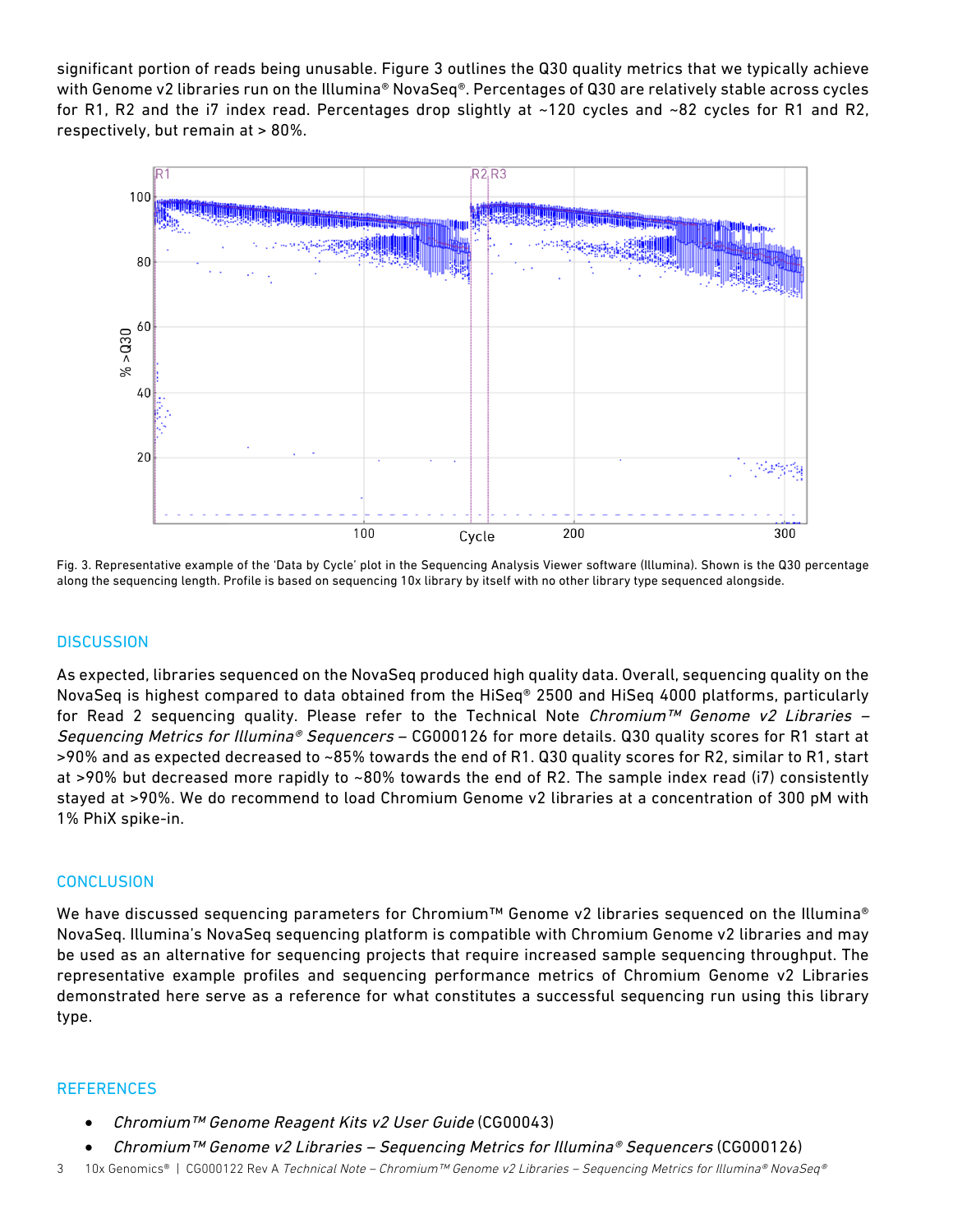significant portion of reads being unusable. Figure 3 outlines the Q30 quality metrics that we typically achieve with Genome v2 libraries run on the Illumina® NovaSeq®. Percentages of Q30 are relatively stable across cycles for R1, R2 and the i7 index read. Percentages drop slightly at ~120 cycles and ~82 cycles for R1 and R2, respectively, but remain at > 80%.

Fig. 3. Representative example of the 'Data by Cycle' plot in the Sequencing Analysis Viewer software (Illumina). Shown is the Q30 percentage along the sequencing length. Profile is based on sequencing 10x library by itself with no other library type sequenced alongside.

## DISCUSSION

As expected, libraries sequenced on the NovaSeq produced high quality data. Overall, sequencing quality on the NovaSeq is highest compared to data obtained from the HiSeq® 2500 and HiSeq 4000 platforms, particularly for Read 2 sequencing quality. Please refer to the Technical Note *Chromium™ Genome v2 Libraries – Sequencing Metrics for Illumina® Sequencers* – CG000126 for more details. Q30 quality scores for R1 start at >90% and as expected decreased to ~85% towards the end of R1. Q30 quality scores for R2, similar to R1, start at >90% but decreased more rapidly to ~80% towards the end of R2. The sample index read (i7) consistently stayed at >90%. We do recommend to load Chromium Genome v2 libraries at a concentration of 300 pM with 1% PhiX spike-in.

## CONCLUSION

We have discussed sequencing parameters for Chromium™ Genome v2 libraries sequenced on the Illumina® NovaSeq. Illumina's NovaSeq sequencing platform is compatible with Chromium Genome v2 libraries and may be used as an alternative for sequencing projects that require increased sample sequencing throughput. The representative example profiles and sequencing performance metrics of Chromium Genome v2 Libraries demonstrated here serve as a reference for what constitutes a successful sequencing run using this library type.

## REFERENCES

- *Chromium™ Genome Reagent Kits v2 User Guide* (CG00043)
- *Chromium™ Genome v2 Libraries – Sequencing Metrics for Illumina® Sequencers* (CG000126)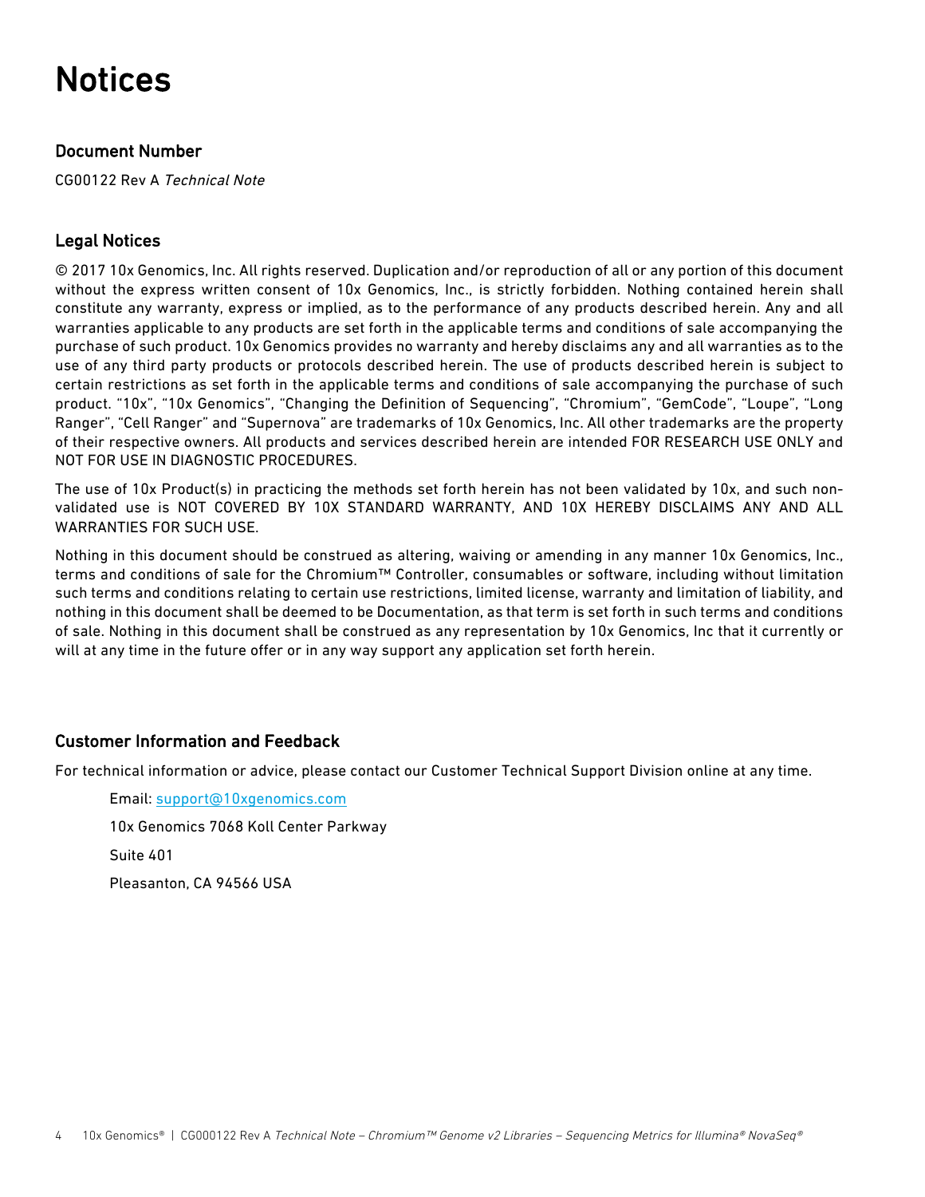# Notices

## Document Number

CG00122 Rev A *Technical Note*

## Legal Notices

© 2017 10x Genomics, Inc. All rights reserved. Duplication and/or reproduction of all or any portion of this document without the express written consent of 10x Genomics, Inc., is strictly forbidden. Nothing contained herein shall constitute any warranty, express or implied, as to the performance of any products described herein. Any and all warranties applicable to any products are set forth in the applicable terms and conditions of sale accompanying the purchase of such product. 10x Genomics provides no warranty and hereby disclaims any and all warranties as to the use of any third party products or protocols described herein. The use of products described herein is subject to certain restrictions as set forth in the applicable terms and conditions of sale accompanying the purchase of such product. "10x", "10x Genomics", "Changing the Definition of Sequencing", "Chromium", "GemCode", "Loupe", "Long Ranger", "Cell Ranger" and "Supernova" are trademarks of 10x Genomics, Inc. All other trademarks are the property of their respective owners. All products and services described herein are intended FOR RESEARCH USE ONLY and NOT FOR USE IN DIAGNOSTIC PROCEDURES.

The use of 10x Product(s) in practicing the methods set forth herein has not been validated by 10x, and such non-validated use is NOT COVERED BY 10X STANDARD WARRANTY, AND 10X HEREBY DISCLAIMS ANY AND ALL WARRANTIES FOR SUCH USE.

Nothing in this document should be construed as altering, waiving or amending in any manner 10x Genomics, Inc., terms and conditions of sale for the Chromium™ Controller, consumables or software, including without limitation such terms and conditions relating to certain use restrictions, limited license, warranty and limitation of liability, and nothing in this document shall be deemed to be Documentation, as that term is set forth in such terms and conditions of sale. Nothing in this document shall be construed as any representation by 10x Genomics, Inc that it currently or will at any time in the future offer or in any way support any application set forth herein.

## Customer Information and Feedback

For technical information or advice, please contact our Customer Technical Support Division online at any time.

Email: support@10xgenomics.com

10x Genomics 7068 Koll Center Parkway

Suite 401

Pleasanton, CA 94566 USA